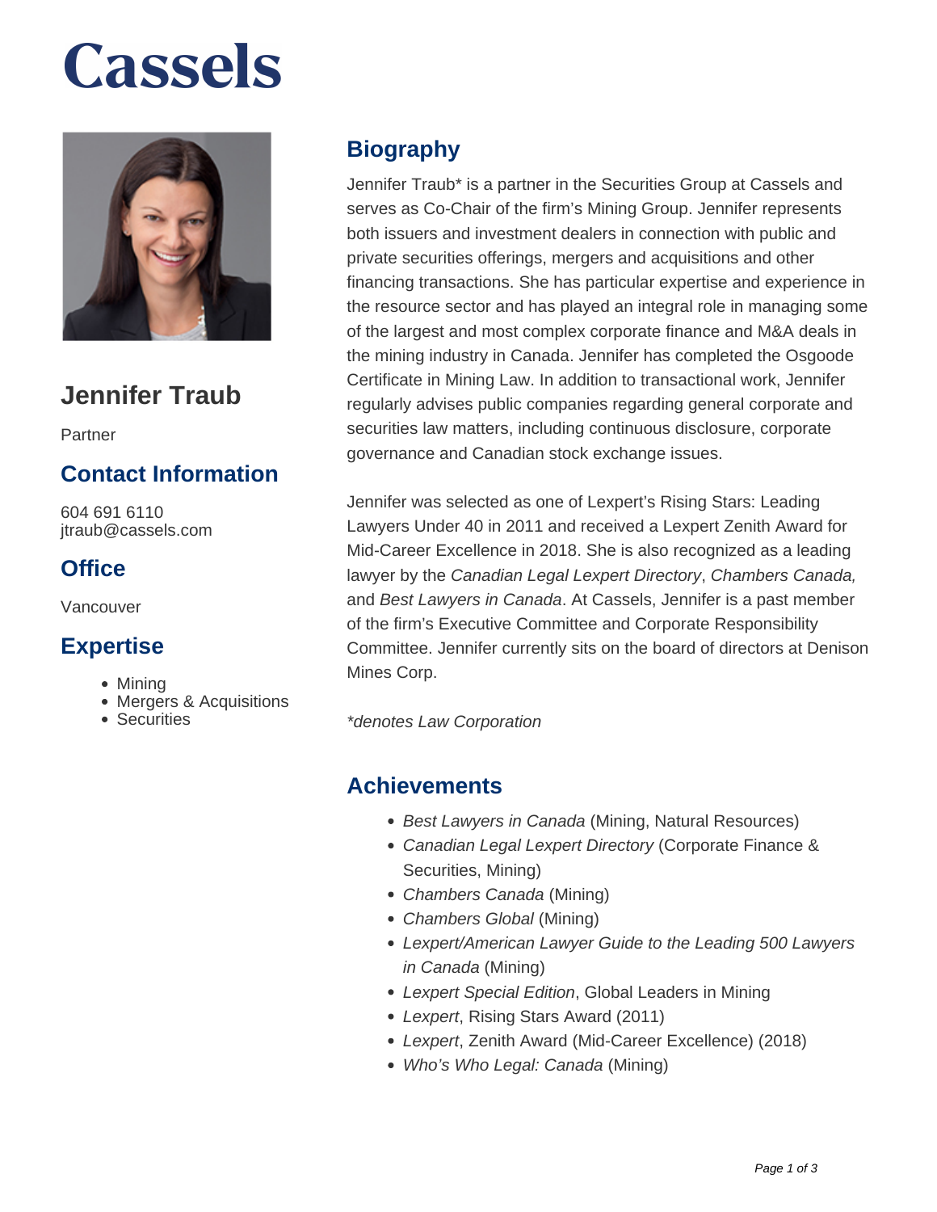# Cassels

## Jennifer Traub

Partner

### Contact Information

604 691 6110
jtraub@cassels.com

### Office

Vancouver

### Expertise

- Mining
- Mergers & Acquisitions
- Securities

## Biography

Jennifer Traub* is a partner in the Securities Group at Cassels and serves as Co-Chair of the firm's Mining Group. Jennifer represents both issuers and investment dealers in connection with public and private securities offerings, mergers and acquisitions and other financing transactions. She has particular expertise and experience in the resource sector and has played an integral role in managing some of the largest and most complex corporate finance and M&A deals in the mining industry in Canada. Jennifer has completed the Osgoode Certificate in Mining Law. In addition to transactional work, Jennifer regularly advises public companies regarding general corporate and securities law matters, including continuous disclosure, corporate governance and Canadian stock exchange issues.

Jennifer was selected as one of Lexpert's Rising Stars: Leading Lawyers Under 40 in 2011 and received a Lexpert Zenith Award for Mid-Career Excellence in 2018. She is also recognized as a leading lawyer by the *Canadian Legal Lexpert Directory*, *Chambers Canada,* and *Best Lawyers in Canada*. At Cassels, Jennifer is a past member of the firm's Executive Committee and Corporate Responsibility Committee. Jennifer currently sits on the board of directors at Denison Mines Corp.

*\*denotes Law Corporation*

## Achievements

- *Best Lawyers in Canada* (Mining, Natural Resources)
- *Canadian Legal Lexpert Directory* (Corporate Finance & Securities, Mining)
- *Chambers Canada* (Mining)
- *Chambers Global* (Mining)
- *Lexpert/American Lawyer Guide to the Leading 500 Lawyers in Canada* (Mining)
- *Lexpert Special Edition*, Global Leaders in Mining
- *Lexpert*, Rising Stars Award (2011)
- *Lexpert*, Zenith Award (Mid-Career Excellence) (2018)
- *Who's Who Legal: Canada* (Mining)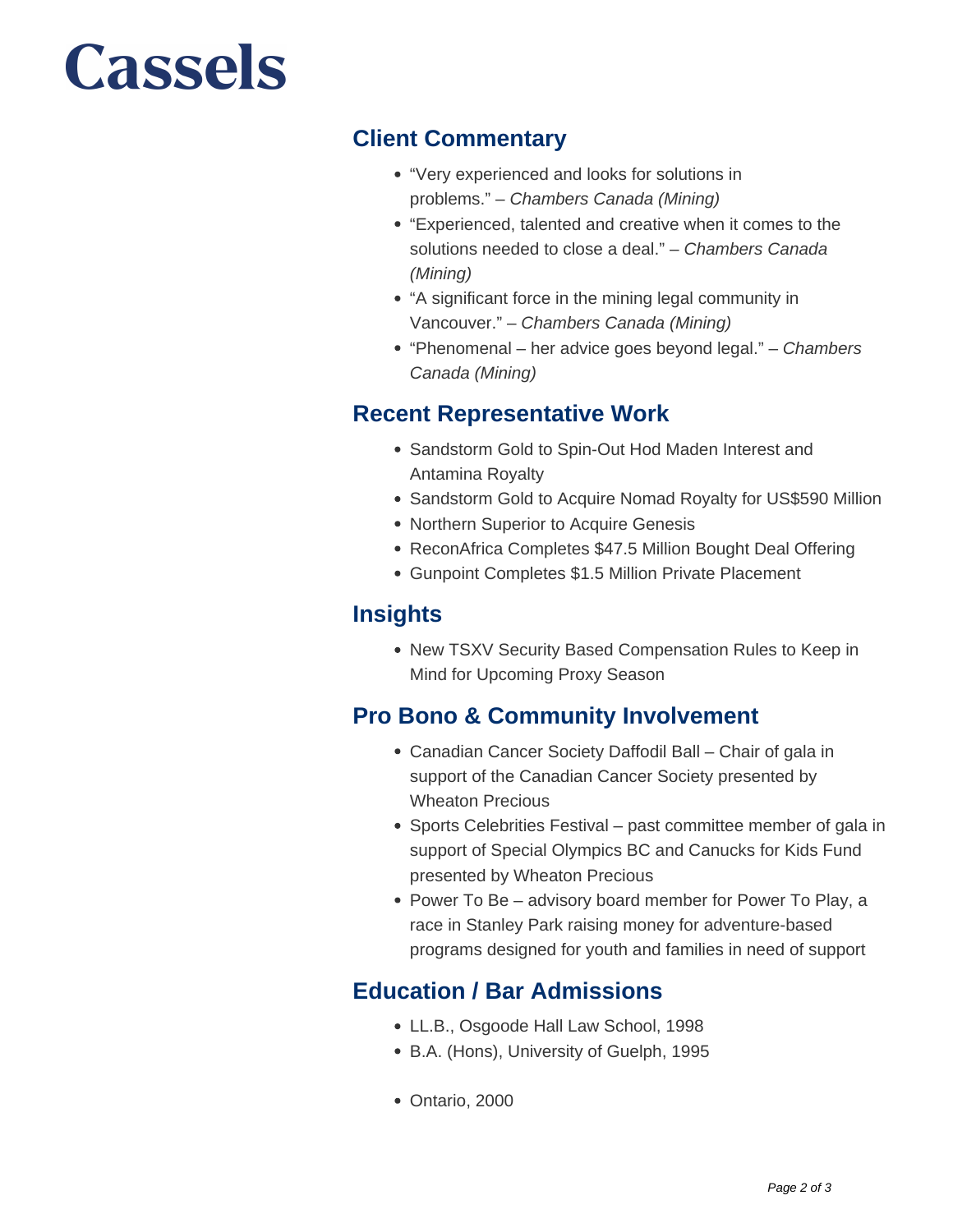## Client Commentary

- "Very experienced and looks for solutions in problems." – *Chambers Canada (Mining)*
- "Experienced, talented and creative when it comes to the solutions needed to close a deal." – *Chambers Canada (Mining)*
- "A significant force in the mining legal community in Vancouver." – *Chambers Canada (Mining)*
- "Phenomenal – her advice goes beyond legal." – *Chambers Canada (Mining)*

## Recent Representative Work

- Sandstorm Gold to Spin-Out Hod Maden Interest and Antamina Royalty
- Sandstorm Gold to Acquire Nomad Royalty for US$590 Million
- Northern Superior to Acquire Genesis
- ReconAfrica Completes $47.5 Million Bought Deal Offering
- Gunpoint Completes $1.5 Million Private Placement

## Insights

- New TSXV Security Based Compensation Rules to Keep in Mind for Upcoming Proxy Season

## Pro Bono & Community Involvement

- Canadian Cancer Society Daffodil Ball – Chair of gala in support of the Canadian Cancer Society presented by Wheaton Precious
- Sports Celebrities Festival – past committee member of gala in support of Special Olympics BC and Canucks for Kids Fund presented by Wheaton Precious
- Power To Be – advisory board member for Power To Play, a race in Stanley Park raising money for adventure-based programs designed for youth and families in need of support

## Education / Bar Admissions

- LL.B., Osgoode Hall Law School, 1998
- B.A. (Hons), University of Guelph, 1995

- Ontario, 2000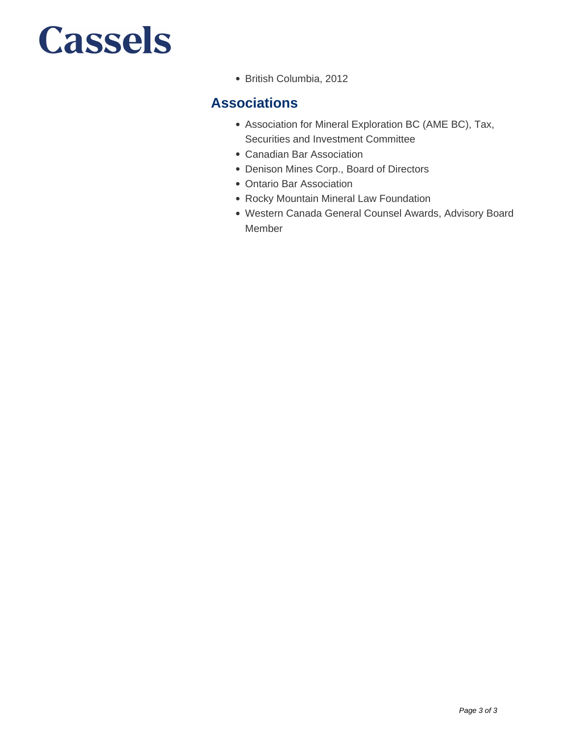- British Columbia, 2012

## Associations

- Association for Mineral Exploration BC (AME BC), Tax, Securities and Investment Committee
- Canadian Bar Association
- Denison Mines Corp., Board of Directors
- Ontario Bar Association
- Rocky Mountain Mineral Law Foundation
- Western Canada General Counsel Awards, Advisory Board Member